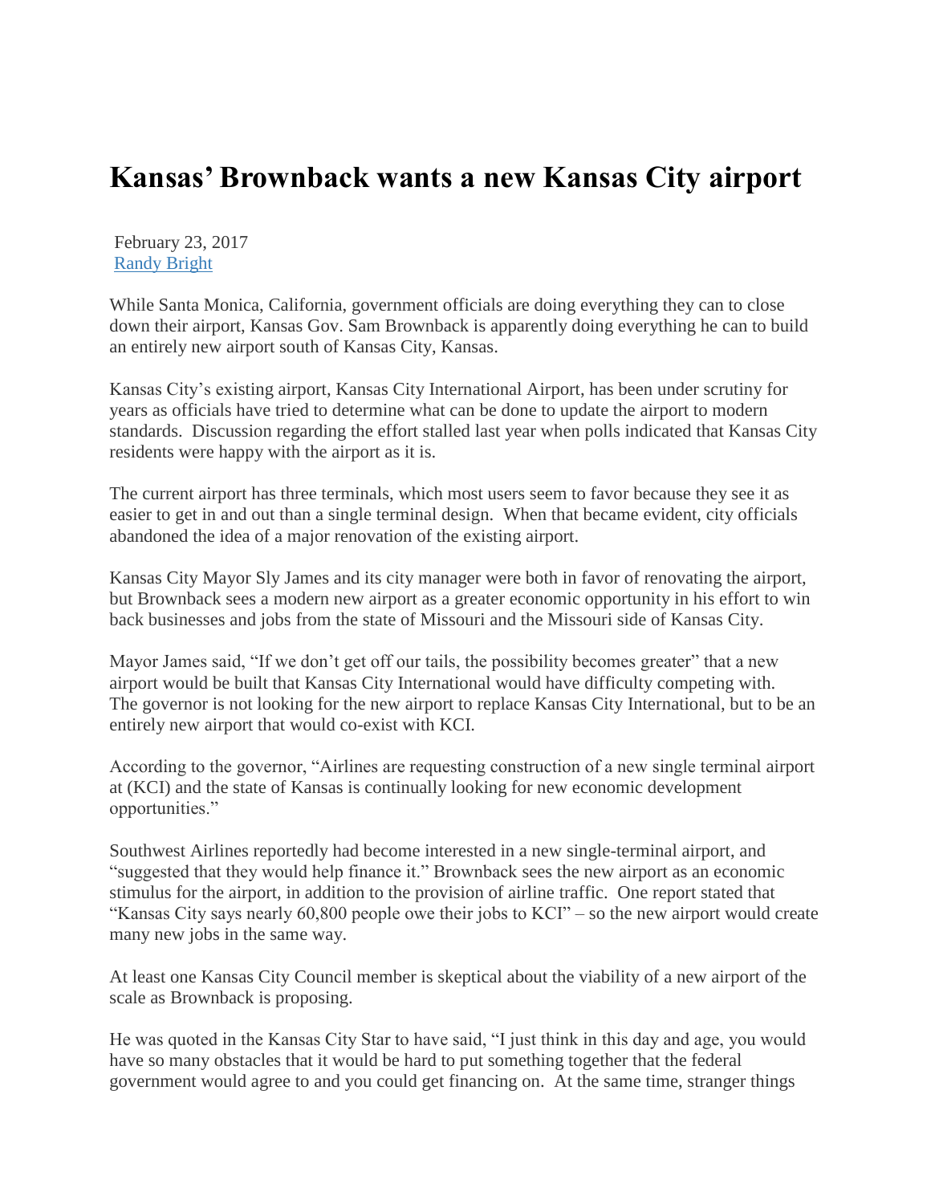# Kansas' Brownback wants a new Kansas City airport

February 23, 2017
Randy Bright

While Santa Monica, California, government officials are doing everything they can to close down their airport, Kansas Gov. Sam Brownback is apparently doing everything he can to build an entirely new airport south of Kansas City, Kansas.

Kansas City's existing airport, Kansas City International Airport, has been under scrutiny for years as officials have tried to determine what can be done to update the airport to modern standards. Discussion regarding the effort stalled last year when polls indicated that Kansas City residents were happy with the airport as it is.

The current airport has three terminals, which most users seem to favor because they see it as easier to get in and out than a single terminal design. When that became evident, city officials abandoned the idea of a major renovation of the existing airport.

Kansas City Mayor Sly James and its city manager were both in favor of renovating the airport, but Brownback sees a modern new airport as a greater economic opportunity in his effort to win back businesses and jobs from the state of Missouri and the Missouri side of Kansas City.

Mayor James said, "If we don't get off our tails, the possibility becomes greater" that a new airport would be built that Kansas City International would have difficulty competing with. The governor is not looking for the new airport to replace Kansas City International, but to be an entirely new airport that would co-exist with KCI.

According to the governor, "Airlines are requesting construction of a new single terminal airport at (KCI) and the state of Kansas is continually looking for new economic development opportunities."

Southwest Airlines reportedly had become interested in a new single-terminal airport, and "suggested that they would help finance it." Brownback sees the new airport as an economic stimulus for the airport, in addition to the provision of airline traffic. One report stated that "Kansas City says nearly 60,800 people owe their jobs to KCI" – so the new airport would create many new jobs in the same way.

At least one Kansas City Council member is skeptical about the viability of a new airport of the scale as Brownback is proposing.

He was quoted in the Kansas City Star to have said, "I just think in this day and age, you would have so many obstacles that it would be hard to put something together that the federal government would agree to and you could get financing on. At the same time, stranger things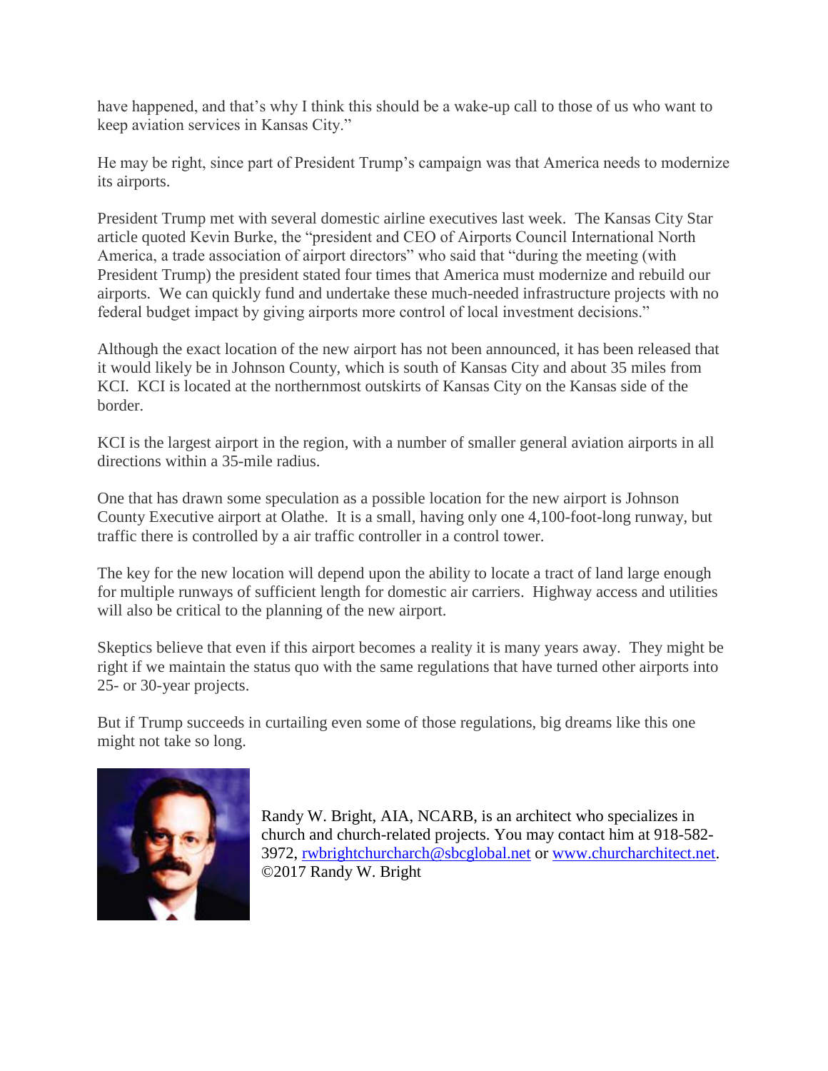have happened, and that's why I think this should be a wake-up call to those of us who want to keep aviation services in Kansas City."

He may be right, since part of President Trump's campaign was that America needs to modernize its airports.

President Trump met with several domestic airline executives last week. The Kansas City Star article quoted Kevin Burke, the "president and CEO of Airports Council International North America, a trade association of airport directors" who said that "during the meeting (with President Trump) the president stated four times that America must modernize and rebuild our airports. We can quickly fund and undertake these much-needed infrastructure projects with no federal budget impact by giving airports more control of local investment decisions."

Although the exact location of the new airport has not been announced, it has been released that it would likely be in Johnson County, which is south of Kansas City and about 35 miles from KCI. KCI is located at the northernmost outskirts of Kansas City on the Kansas side of the border.

KCI is the largest airport in the region, with a number of smaller general aviation airports in all directions within a 35-mile radius.

One that has drawn some speculation as a possible location for the new airport is Johnson County Executive airport at Olathe. It is a small, having only one 4,100-foot-long runway, but traffic there is controlled by a air traffic controller in a control tower.

The key for the new location will depend upon the ability to locate a tract of land large enough for multiple runways of sufficient length for domestic air carriers. Highway access and utilities will also be critical to the planning of the new airport.

Skeptics believe that even if this airport becomes a reality it is many years away. They might be right if we maintain the status quo with the same regulations that have turned other airports into 25- or 30-year projects.

But if Trump succeeds in curtailing even some of those regulations, big dreams like this one might not take so long.

Randy W. Bright, AIA, NCARB, is an architect who specializes in church and church-related projects. You may contact him at 918-582-3972, rwbrightchurcharch@sbcglobal.net or www.churcharchitect.net. ©2017 Randy W. Bright